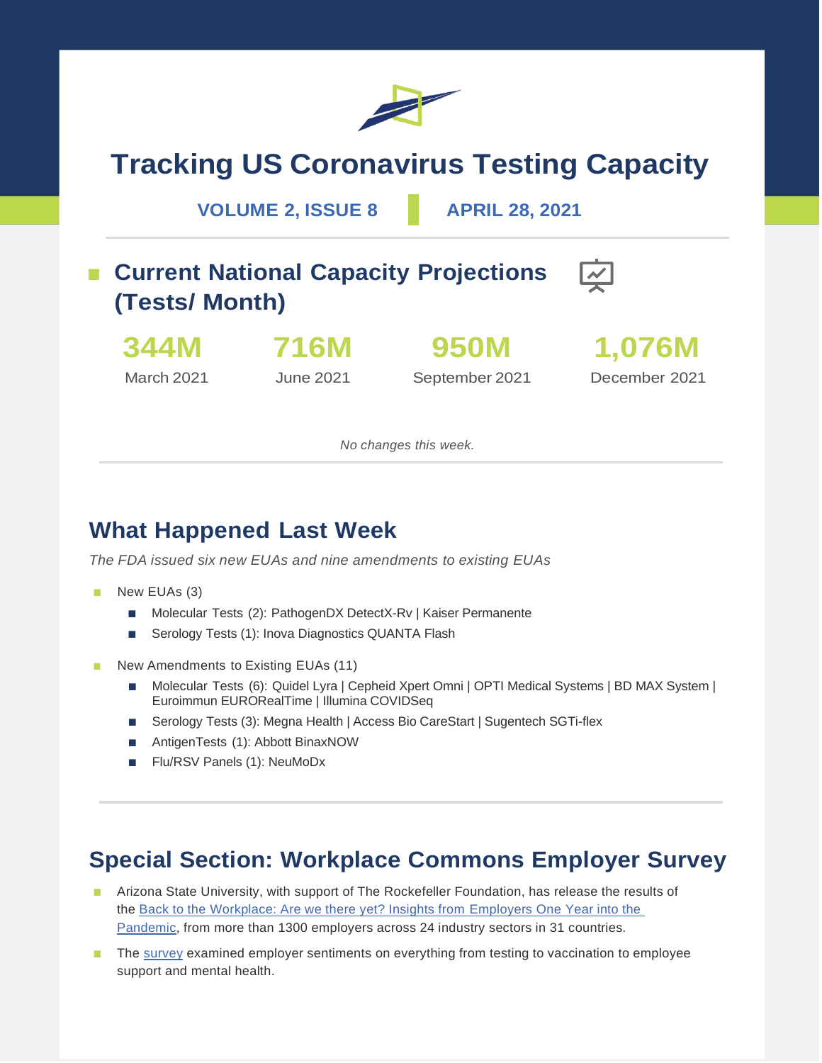# Tracking US Coronavirus Testing Capacity

**VOLUME 2, ISSUE 8** | **APRIL 28, 2021**

## Current National Capacity Projections (Tests/ Month)

| 344M | 716M | 950M | 1,076M |
|---|---|---|---|
| March 2021 | June 2021 | September 2021 | December 2021 |

*No changes this week.*

## What Happened Last Week

*The FDA issued six new EUAs and nine amendments to existing EUAs*

- New EUAs (3)
  - Molecular Tests (2): PathogenDX DetectX-Rv | Kaiser Permanente
  - Serology Tests (1): Inova Diagnostics QUANTA Flash
- New Amendments to Existing EUAs (11)
  - Molecular Tests (6): Quidel Lyra | Cepheid Xpert Omni | OPTI Medical Systems | BD MAX System | Euroimmun EURORealTime | Illumina COVIDSeq
  - Serology Tests (3): Megna Health | Access Bio CareStart | Sugentech SGTi-flex
  - AntigenTests (1): Abbott BinaxNOW
  - Flu/RSV Panels (1): NeuMoDx

## Special Section: Workplace Commons Employer Survey

- Arizona State University, with support of The Rockefeller Foundation, has release the results of the Back to the Workplace: Are we there yet? Insights from Employers One Year into the Pandemic, from more than 1300 employers across 24 industry sectors in 31 countries.
- The survey examined employer sentiments on everything from testing to vaccination to employee support and mental health.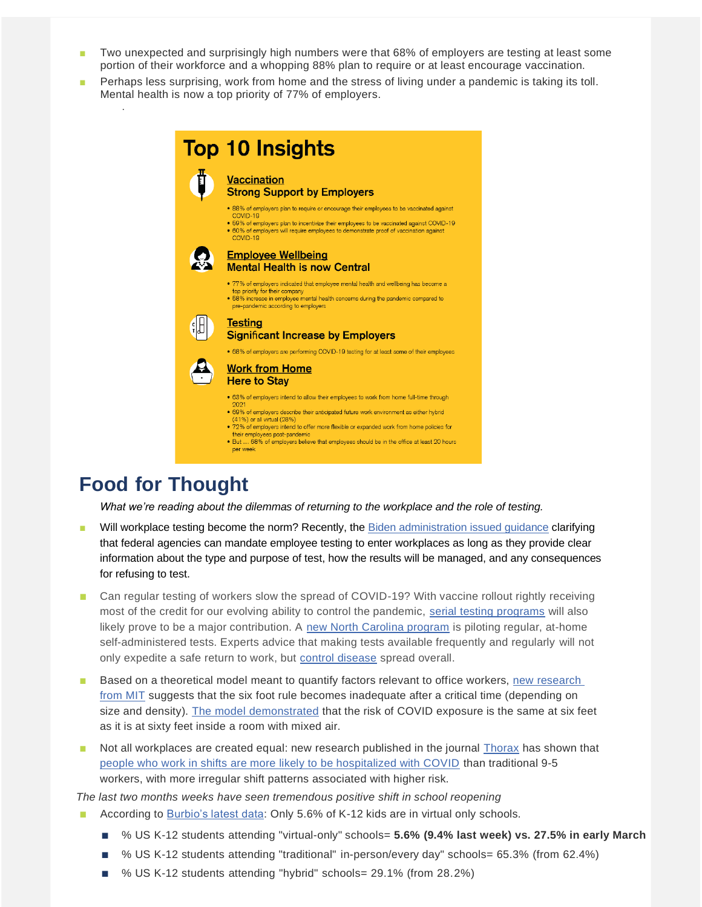- Two unexpected and surprisingly high numbers were that 68% of employers are testing at least some portion of their workforce and a whopping 88% plan to require or at least encourage vaccination.
- Perhaps less surprising, work from home and the stress of living under a pandemic is taking its toll. Mental health is now a top priority of 77% of employers.

## Top 10 Insights

### Vaccination
**Strong Support by Employers**

- 88% of employers plan to require or encourage their employees to be vaccinated against COVID-19
- 59% of employers plan to incentivize their employees to be vaccinated against COVID-19
- 60% of employers will require employees to demonstrate proof of vaccination against COVID-19

### Employee Wellbeing
**Mental Health is now Central**

- 77% of employers indicated that employee mental health and wellbeing has become a top priority for their company
- 58% increase in employee mental health concerns during the pandemic compared to pre-pandemic according to employers

### Testing
**Significant Increase by Employers**

- 68% of employers are performing COVID-19 testing for at least some of their employees

### Work from Home
**Here to Stay**

- 63% of employers intend to allow their employees to work from home full-time through 2021
- 69% of employers describe their anticipated future work environment as either hybrid (41%) or all virtual (28%)
- 72% of employers intend to offer more flexible or expanded work from home policies for their employees post-pandemic
- But ... 58% of employers believe that employees should be in the office at least 20 hours per week

# Food for Thought

*What we're reading about the dilemmas of returning to the workplace and the role of testing.*

- Will workplace testing become the norm? Recently, the Biden administration issued guidance clarifying that federal agencies can mandate employee testing to enter workplaces as long as they provide clear information about the type and purpose of test, how the results will be managed, and any consequences for refusing to test.
- Can regular testing of workers slow the spread of COVID-19? With vaccine rollout rightly receiving most of the credit for our evolving ability to control the pandemic, serial testing programs will also likely prove to be a major contribution. A new North Carolina program is piloting regular, at-home self-administered tests. Experts advice that making tests available frequently and regularly will not only expedite a safe return to work, but control disease spread overall.
- Based on a theoretical model meant to quantify factors relevant to office workers, new research from MIT suggests that the six foot rule becomes inadequate after a critical time (depending on size and density). The model demonstrated that the risk of COVID exposure is the same at six feet as it is at sixty feet inside a room with mixed air.
- Not all workplaces are created equal: new research published in the journal Thorax has shown that people who work in shifts are more likely to be hospitalized with COVID than traditional 9-5 workers, with more irregular shift patterns associated with higher risk.

*The last two months weeks have seen tremendous positive shift in school reopening*

- According to Burbio's latest data: Only 5.6% of K-12 kids are in virtual only schools.
  - % US K-12 students attending "virtual-only" schools= **5.6% (9.4% last week) vs. 27.5% in early March**
  - % US K-12 students attending "traditional" in-person/every day" schools= 65.3% (from 62.4%)
  - % US K-12 students attending "hybrid" schools= 29.1% (from 28.2%)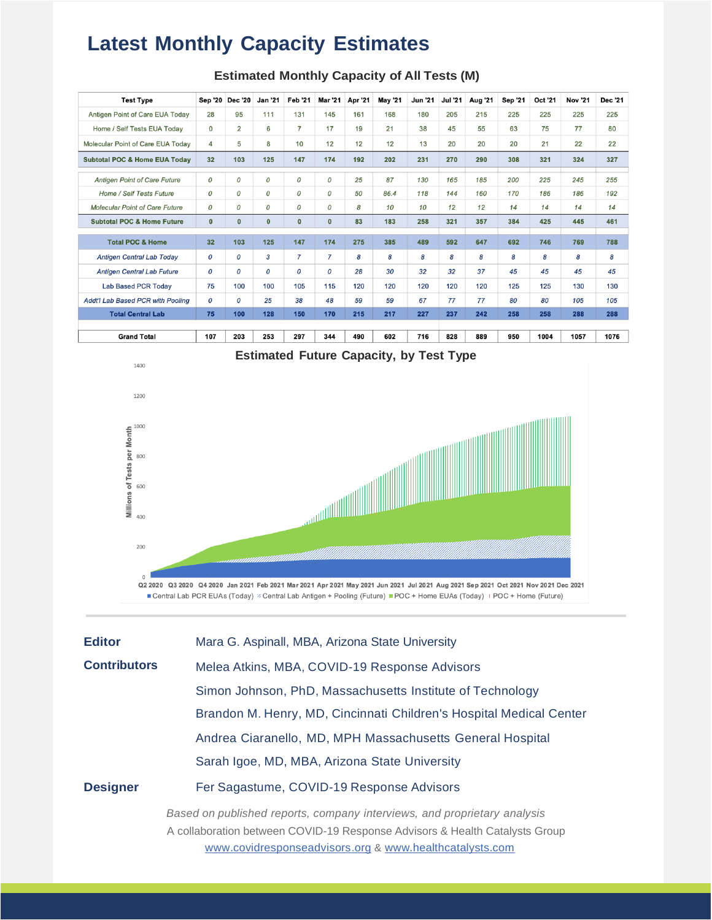# Latest Monthly Capacity Estimates

### Estimated Monthly Capacity of All Tests (M)

| Test Type | Sep '20 | Dec '20 | Jan '21 | Feb '21 | Mar '21 | Apr '21 | May '21 | Jun '21 | Jul '21 | Aug '21 | Sep '21 | Oct '21 | Nov '21 | Dec '21 |
|---|---|---|---|---|---|---|---|---|---|---|---|---|---|---|
| Antigen Point of Care EUA Today | 28 | 95 | 111 | 131 | 145 | 161 | 168 | 180 | 205 | 215 | 225 | 225 | 225 | 225 |
| Home / Self Tests EUA Today | 0 | 2 | 6 | 7 | 17 | 19 | 21 | 38 | 45 | 55 | 63 | 75 | 77 | 80 |
| Molecular Point of Care EUA Today | 4 | 5 | 8 | 10 | 12 | 12 | 12 | 13 | 20 | 20 | 20 | 21 | 22 | 22 |
| **Subtotal POC & Home EUA Today** | **32** | **103** | **125** | **147** | **174** | **192** | **202** | **231** | **270** | **290** | **308** | **321** | **324** | **327** |
| *Antigen Point of Care Future* | *0* | *0* | *0* | *0* | *0* | *25* | *87* | *130* | *165* | *185* | *200* | *225* | *245* | *255* |
| *Home / Self Tests Future* | *0* | *0* | *0* | *0* | *0* | *50* | *86.4* | *118* | *144* | *160* | *170* | *186* | *186* | *192* |
| *Molecular Point of Care Future* | *0* | *0* | *0* | *0* | *0* | *8* | *10* | *10* | *12* | *12* | *14* | *14* | *14* | *14* |
| **Subtotal POC & Home Future** | **0** | **0** | **0** | **0** | **0** | **83** | **183** | **258** | **321** | **357** | **384** | **425** | **445** | **461** |
| **Total POC & Home** | **32** | **103** | **125** | **147** | **174** | **275** | **385** | **489** | **592** | **647** | **692** | **746** | **769** | **788** |
| *Antigen Central Lab Today* | *0* | *0* | *3* | *7* | *7* | *8* | *8* | *8* | *8* | *8* | *8* | *8* | *8* | *8* |
| *Antigen Central Lab Future* | *0* | *0* | *0* | *0* | *0* | *28* | *30* | *32* | *32* | *37* | *45* | *45* | *45* | *45* |
| Lab Based PCR Today | 75 | 100 | 100 | 105 | 115 | 120 | 120 | 120 | 120 | 120 | 125 | 125 | 130 | 130 |
| *Addt'l Lab Based PCR with Pooling* | *0* | *0* | *25* | *38* | *48* | *59* | *59* | *67* | *77* | *77* | *80* | *80* | *105* | *105* |
| **Total Central Lab** | **75** | **100** | **128** | **150** | **170** | **215** | **217** | **227** | **237** | **242** | **258** | **258** | **288** | **288** |
| **Grand Total** | **107** | **203** | **253** | **297** | **344** | **490** | **602** | **716** | **828** | **889** | **950** | **1004** | **1057** | **1076** |

### Estimated Future Capacity, by Test Type

Millions of Tests per Month

1400
1200
1000
800
600
400
200
0

Q2 2020 Q3 2020 Q4 2020 Jan 2021 Feb 2021 Mar 2021 Apr 2021 May 2021 Jun 2021 Jul 2021 Aug 2021 Sep 2021 Oct 2021 Nov 2021 Dec 2021

Central Lab PCR EUAs (Today) · Central Lab Antigen + Pooling (Future) · POC + Home EUAs (Today) · POC + Home (Future)

---

**Editor** Mara G. Aspinall, MBA, Arizona State University

**Contributors** Melea Atkins, MBA, COVID-19 Response Advisors

Simon Johnson, PhD, Massachusetts Institute of Technology

Brandon M. Henry, MD, Cincinnati Children's Hospital Medical Center

Andrea Ciaranello, MD, MPH Massachusetts General Hospital

Sarah Igoe, MD, MBA, Arizona State University

**Designer** Fer Sagastume, COVID-19 Response Advisors

*Based on published reports, company interviews, and proprietary analysis*

A collaboration between COVID-19 Response Advisors & Health Catalysts Group

[www.covidresponseadvisors.org](http://www.covidresponseadvisors.org) & [www.healthcatalysts.com](http://www.healthcatalysts.com)